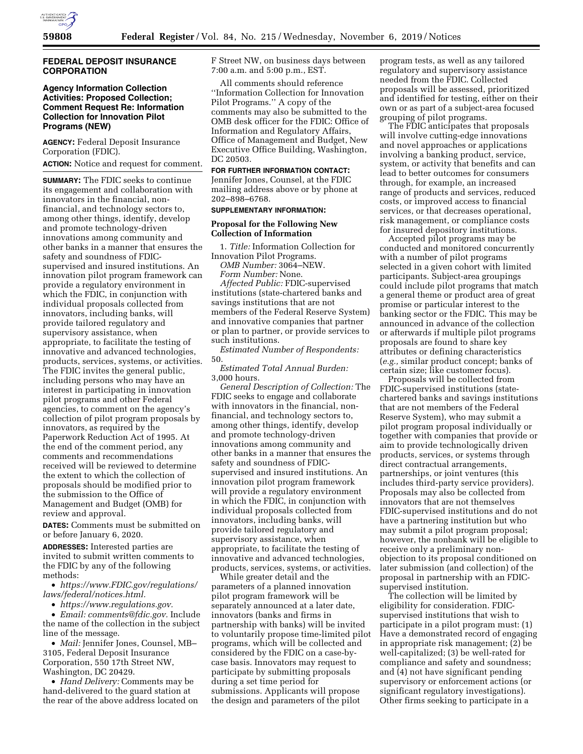## FEDERAL DEPOSIT INSURANCE CORPORATION

### Agency Information Collection Activities: Proposed Collection; Comment Request Re: Information Collection for Innovation Pilot Programs (NEW)

**AGENCY:** Federal Deposit Insurance Corporation (FDIC).

**ACTION:** Notice and request for comment.

**SUMMARY:** The FDIC seeks to continue its engagement and collaboration with innovators in the financial, non-financial, and technology sectors to, among other things, identify, develop and promote technology-driven innovations among community and other banks in a manner that ensures the safety and soundness of FDIC-supervised and insured institutions. An innovation pilot program framework can provide a regulatory environment in which the FDIC, in conjunction with individual proposals collected from innovators, including banks, will provide tailored regulatory and supervisory assistance, when appropriate, to facilitate the testing of innovative and advanced technologies, products, services, systems, or activities. The FDIC invites the general public, including persons who may have an interest in participating in innovation pilot programs and other Federal agencies, to comment on the agency's collection of pilot program proposals by innovators, as required by the Paperwork Reduction Act of 1995. At the end of the comment period, any comments and recommendations received will be reviewed to determine the extent to which the collection of proposals should be modified prior to the submission to the Office of Management and Budget (OMB) for review and approval.

**DATES:** Comments must be submitted on or before January 6, 2020.

**ADDRESSES:** Interested parties are invited to submit written comments to the FDIC by any of the following methods:

- *https://www.FDIC.gov/regulations/laws/federal/notices.html.*
- *https://www.regulations.gov.*
- *Email: comments@fdic.gov.* Include the name of the collection in the subject line of the message.
- *Mail:* Jennifer Jones, Counsel, MB–3105, Federal Deposit Insurance Corporation, 550 17th Street NW, Washington, DC 20429.
- *Hand Delivery:* Comments may be hand-delivered to the guard station at the rear of the above address located on F Street NW, on business days between 7:00 a.m. and 5:00 p.m., EST.

All comments should reference "Information Collection for Innovation Pilot Programs." A copy of the comments may also be submitted to the OMB desk officer for the FDIC: Office of Information and Regulatory Affairs, Office of Management and Budget, New Executive Office Building, Washington, DC 20503.

**FOR FURTHER INFORMATION CONTACT:** Jennifer Jones, Counsel, at the FDIC mailing address above or by phone at 202–898–6768.

**SUPPLEMENTARY INFORMATION:**

### Proposal for the Following New Collection of Information

1. *Title:* Information Collection for Innovation Pilot Programs.

*OMB Number:* 3064–NEW.

*Form Number:* None.

*Affected Public:* FDIC-supervised institutions (state-chartered banks and savings institutions that are not members of the Federal Reserve System) and innovative companies that partner or plan to partner, or provide services to such institutions.

*Estimated Number of Respondents:* 50.

*Estimated Total Annual Burden:* 3,000 hours.

*General Description of Collection:* The FDIC seeks to engage and collaborate with innovators in the financial, non-financial, and technology sectors to, among other things, identify, develop and promote technology-driven innovations among community and other banks in a manner that ensures the safety and soundness of FDIC-supervised and insured institutions. An innovation pilot program framework will provide a regulatory environment in which the FDIC, in conjunction with individual proposals collected from innovators, including banks, will provide tailored regulatory and supervisory assistance, when appropriate, to facilitate the testing of innovative and advanced technologies, products, services, systems, or activities.

While greater detail and the parameters of a planned innovation pilot program framework will be separately announced at a later date, innovators (banks and firms in partnership with banks) will be invited to voluntarily propose time-limited pilot programs, which will be collected and considered by the FDIC on a case-by-case basis. Innovators may request to participate by submitting proposals during a set time period for submissions. Applicants will propose the design and parameters of the pilot program tests, as well as any tailored regulatory and supervisory assistance needed from the FDIC. Collected proposals will be assessed, prioritized and identified for testing, either on their own or as part of a subject-area focused grouping of pilot programs.

The FDIC anticipates that proposals will involve cutting-edge innovations and novel approaches or applications involving a banking product, service, system, or activity that benefits and can lead to better outcomes for consumers through, for example, an increased range of products and services, reduced costs, or improved access to financial services, or that decreases operational, risk management, or compliance costs for insured depository institutions.

Accepted pilot programs may be conducted and monitored concurrently with a number of pilot programs selected in a given cohort with limited participants. Subject-area groupings could include pilot programs that match a general theme or product area of great promise or particular interest to the banking sector or the FDIC. This may be announced in advance of the collection or afterwards if multiple pilot programs proposals are found to share key attributes or defining characteristics (*e.g.,* similar product concept; banks of certain size; like customer focus).

Proposals will be collected from FDIC-supervised institutions (state-chartered banks and savings institutions that are not members of the Federal Reserve System), who may submit a pilot program proposal individually or together with companies that provide or aim to provide technologically driven products, services, or systems through direct contractual arrangements, partnerships, or joint ventures (this includes third-party service providers). Proposals may also be collected from innovators that are not themselves FDIC-supervised institutions and do not have a partnering institution but who may submit a pilot program proposal; however, the nonbank will be eligible to receive only a preliminary non-objection to its proposal conditioned on later submission (and collection) of the proposal in partnership with an FDIC-supervised institution.

The collection will be limited by eligibility for consideration. FDIC-supervised institutions that wish to participate in a pilot program must: (1) Have a demonstrated record of engaging in appropriate risk management; (2) be well-capitalized; (3) be well-rated for compliance and safety and soundness; and (4) not have significant pending supervisory or enforcement actions (or significant regulatory investigations). Other firms seeking to participate in a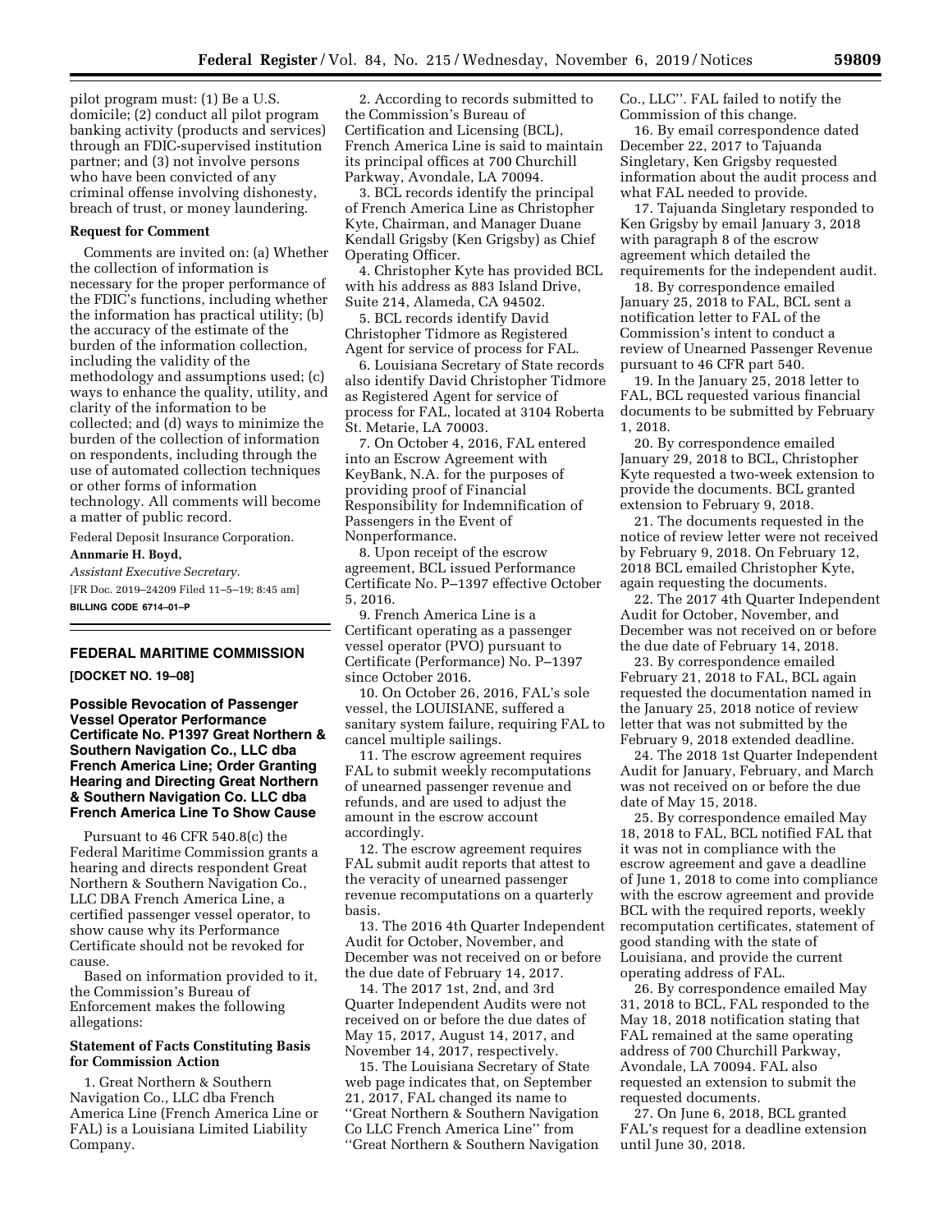pilot program must: (1) Be a U.S. domicile; (2) conduct all pilot program banking activity (products and services) through an FDIC-supervised institution partner; and (3) not involve persons who have been convicted of any criminal offense involving dishonesty, breach of trust, or money laundering.

### Request for Comment

Comments are invited on: (a) Whether the collection of information is necessary for the proper performance of the FDIC's functions, including whether the information has practical utility; (b) the accuracy of the estimate of the burden of the information collection, including the validity of the methodology and assumptions used; (c) ways to enhance the quality, utility, and clarity of the information to be collected; and (d) ways to minimize the burden of the collection of information on respondents, including through the use of automated collection techniques or other forms of information technology. All comments will become a matter of public record.

Federal Deposit Insurance Corporation.

**Annmarie H. Boyd,**

*Assistant Executive Secretary.*

[FR Doc. 2019–24209 Filed 11–5–19; 8:45 am]

**BILLING CODE 6714–01–P**

## FEDERAL MARITIME COMMISSION

**[DOCKET NO. 19–08]**

### Possible Revocation of Passenger Vessel Operator Performance Certificate No. P1397 Great Northern & Southern Navigation Co., LLC dba French America Line; Order Granting Hearing and Directing Great Northern & Southern Navigation Co. LLC dba French America Line To Show Cause

Pursuant to 46 CFR 540.8(c) the Federal Maritime Commission grants a hearing and directs respondent Great Northern & Southern Navigation Co., LLC DBA French America Line, a certified passenger vessel operator, to show cause why its Performance Certificate should not be revoked for cause.

Based on information provided to it, the Commission's Bureau of Enforcement makes the following allegations:

### Statement of Facts Constituting Basis for Commission Action

1. Great Northern & Southern Navigation Co., LLC dba French America Line (French America Line or FAL) is a Louisiana Limited Liability Company.

2. According to records submitted to the Commission's Bureau of Certification and Licensing (BCL), French America Line is said to maintain its principal offices at 700 Churchill Parkway, Avondale, LA 70094.

3. BCL records identify the principal of French America Line as Christopher Kyte, Chairman, and Manager Duane Kendall Grigsby (Ken Grigsby) as Chief Operating Officer.

4. Christopher Kyte has provided BCL with his address as 883 Island Drive, Suite 214, Alameda, CA 94502.

5. BCL records identify David Christopher Tidmore as Registered Agent for service of process for FAL.

6. Louisiana Secretary of State records also identify David Christopher Tidmore as Registered Agent for service of process for FAL, located at 3104 Roberta St. Metarie, LA 70003.

7. On October 4, 2016, FAL entered into an Escrow Agreement with KeyBank, N.A. for the purposes of providing proof of Financial Responsibility for Indemnification of Passengers in the Event of Nonperformance.

8. Upon receipt of the escrow agreement, BCL issued Performance Certificate No. P–1397 effective October 5, 2016.

9. French America Line is a Certificant operating as a passenger vessel operator (PVO) pursuant to Certificate (Performance) No. P–1397 since October 2016.

10. On October 26, 2016, FAL's sole vessel, the LOUISIANE, suffered a sanitary system failure, requiring FAL to cancel multiple sailings.

11. The escrow agreement requires FAL to submit weekly recomputations of unearned passenger revenue and refunds, and are used to adjust the amount in the escrow account accordingly.

12. The escrow agreement requires FAL submit audit reports that attest to the veracity of unearned passenger revenue recomputations on a quarterly basis.

13. The 2016 4th Quarter Independent Audit for October, November, and December was not received on or before the due date of February 14, 2017.

14. The 2017 1st, 2nd, and 3rd Quarter Independent Audits were not received on or before the due dates of May 15, 2017, August 14, 2017, and November 14, 2017, respectively.

15. The Louisiana Secretary of State web page indicates that, on September 21, 2017, FAL changed its name to ''Great Northern & Southern Navigation Co LLC French America Line'' from ''Great Northern & Southern Navigation Co., LLC''. FAL failed to notify the Commission of this change.

16. By email correspondence dated December 22, 2017 to Tajuanda Singletary, Ken Grigsby requested information about the audit process and what FAL needed to provide.

17. Tajuanda Singletary responded to Ken Grigsby by email January 3, 2018 with paragraph 8 of the escrow agreement which detailed the requirements for the independent audit.

18. By correspondence emailed January 25, 2018 to FAL, BCL sent a notification letter to FAL of the Commission's intent to conduct a review of Unearned Passenger Revenue pursuant to 46 CFR part 540.

19. In the January 25, 2018 letter to FAL, BCL requested various financial documents to be submitted by February 1, 2018.

20. By correspondence emailed January 29, 2018 to BCL, Christopher Kyte requested a two-week extension to provide the documents. BCL granted extension to February 9, 2018.

21. The documents requested in the notice of review letter were not received by February 9, 2018. On February 12, 2018 BCL emailed Christopher Kyte, again requesting the documents.

22. The 2017 4th Quarter Independent Audit for October, November, and December was not received on or before the due date of February 14, 2018.

23. By correspondence emailed February 21, 2018 to FAL, BCL again requested the documentation named in the January 25, 2018 notice of review letter that was not submitted by the February 9, 2018 extended deadline.

24. The 2018 1st Quarter Independent Audit for January, February, and March was not received on or before the due date of May 15, 2018.

25. By correspondence emailed May 18, 2018 to FAL, BCL notified FAL that it was not in compliance with the escrow agreement and gave a deadline of June 1, 2018 to come into compliance with the escrow agreement and provide BCL with the required reports, weekly recomputation certificates, statement of good standing with the state of Louisiana, and provide the current operating address of FAL.

26. By correspondence emailed May 31, 2018 to BCL, FAL responded to the May 18, 2018 notification stating that FAL remained at the same operating address of 700 Churchill Parkway, Avondale, LA 70094. FAL also requested an extension to submit the requested documents.

27. On June 6, 2018, BCL granted FAL's request for a deadline extension until June 30, 2018.